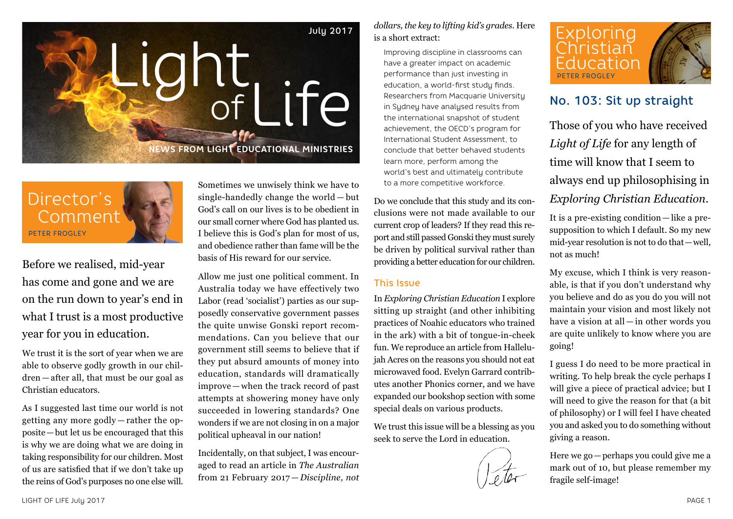July 2017

# Light of Life

NEWS FROM LIGHT EDUCATIONAL MINISTRIES

## Director's Comment

PETER FROGLEY

Before we realised, mid-year has come and gone and we are on the run down to year's end in what I trust is a most productive year for you in education.

We trust it is the sort of year when we are able to observe godly growth in our children — after all, that must be our goal as Christian educators.

As I suggested last time our world is not getting any more godly — rather the opposite — but let us be encouraged that this is why we are doing what we are doing in taking responsibility for our children. Most of us are satisfied that if we don't take up the reins of God's purposes no one else will.

Sometimes we unwisely think we have to single-handedly change the world — but God's call on our lives is to be obedient in our small corner where God has planted us. I believe this is God's plan for most of us, and obedience rather than fame will be the basis of His reward for our service.

Allow me just one political comment. In Australia today we have effectively two Labor (read 'socialist') parties as our supposedly conservative government passes the quite unwise Gonski report recommendations. Can you believe that our government still seems to believe that if they put absurd amounts of money into education, standards will dramatically improve — when the track record of past attempts at showering money have only succeeded in lowering standards? One wonders if we are not closing in on a major political upheaval in our nation!

Incidentally, on that subject, I was encouraged to read an article in *The Australian* from 21 February 2017 — *Discipline, not dollars, the key to lifting kid's grades*. Here is a short extract:

> Improving discipline in classrooms can have a greater impact on academic performance than just investing in education, a world-first study finds. Researchers from Macquarie University in Sydney have analysed results from the international snapshot of student achievement, the OECD's program for International Student Assessment, to conclude that better behaved students learn more, perform among the world's best and ultimately contribute to a more competitive workforce.

Do we conclude that this study and its conclusions were not made available to our current crop of leaders? If they read this report and still passed Gonski they must surely be driven by political survival rather than providing a better education for our children.

### This Issue

In *Exploring Christian Education* I explore sitting up straight (and other inhibiting practices of Noahic educators who trained in the ark) with a bit of tongue-in-cheek fun. We reproduce an article from Hallelujah Acres on the reasons you should not eat microwaved food. Evelyn Garrard contributes another Phonics corner, and we have expanded our bookshop section with some special deals on various products.

We trust this issue will be a blessing as you seek to serve the Lord in education.

Peter

## Exploring Christian Education

PETER FROGLEY

### No. 103: Sit up straight

Those of you who have received *Light of Life* for any length of time will know that I seem to always end up philosophising in *Exploring Christian Education*.

It is a pre-existing condition — like a presupposition to which I default. So my new mid-year resolution is not to do that — well, not as much!

My excuse, which I think is very reasonable, is that if you don't understand why you believe and do as you do you will not maintain your vision and most likely not have a vision at all — in other words you are quite unlikely to know where you are going!

I guess I do need to be more practical in writing. To help break the cycle perhaps I will give a piece of practical advice; but I will need to give the reason for that (a bit of philosophy) or I will feel I have cheated you and asked you to do something without giving a reason.

Here we go — perhaps you could give me a mark out of 10, but please remember my fragile self-image!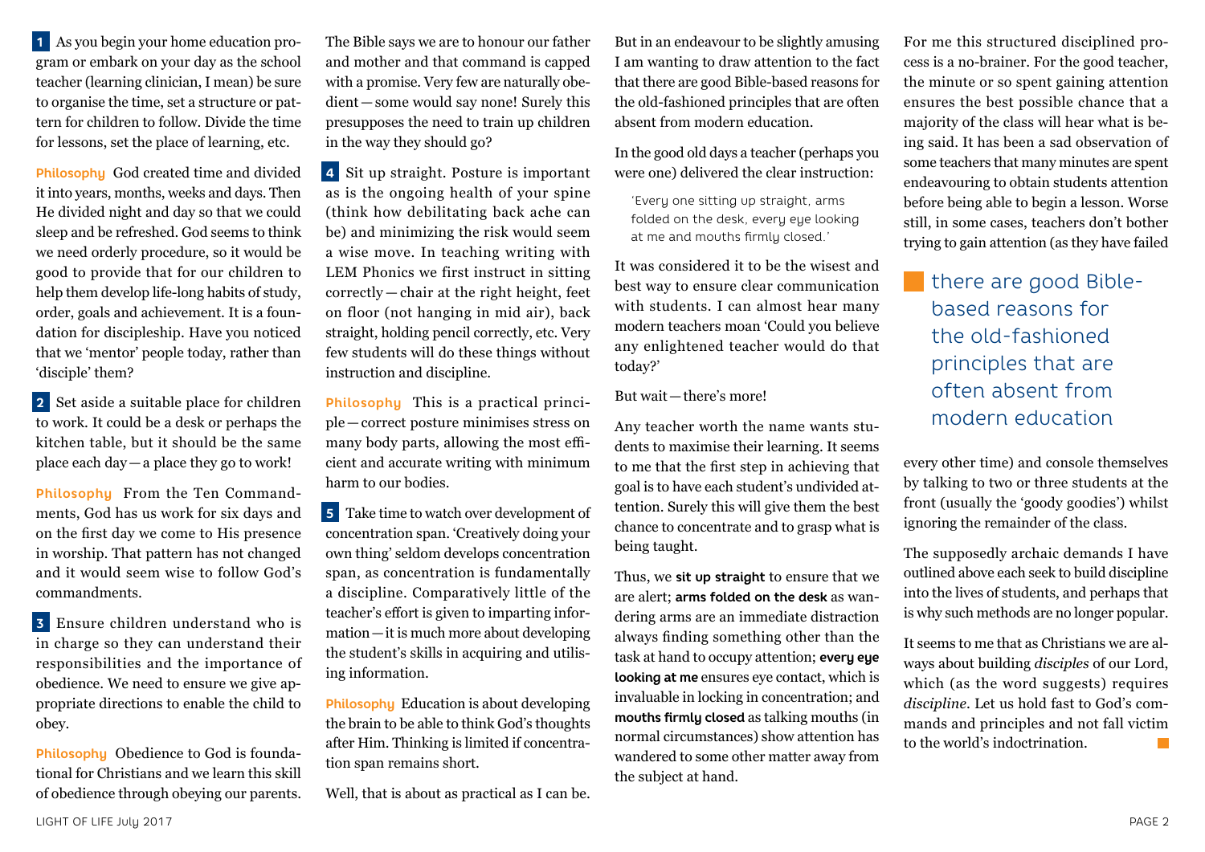**1** As you begin your home education program or embark on your day as the school teacher (learning clinician, I mean) be sure to organise the time, set a structure or pattern for children to follow. Divide the time for lessons, set the place of learning, etc.

**Philosophy** God created time and divided it into years, months, weeks and days. Then He divided night and day so that we could sleep and be refreshed. God seems to think we need orderly procedure, so it would be good to provide that for our children to help them develop life-long habits of study, order, goals and achievement. It is a foundation for discipleship. Have you noticed that we 'mentor' people today, rather than 'disciple' them?

**2** Set aside a suitable place for children to work. It could be a desk or perhaps the kitchen table, but it should be the same place each day—a place they go to work!

**Philosophy** From the Ten Commandments, God has us work for six days and on the first day we come to His presence in worship. That pattern has not changed and it would seem wise to follow God's commandments.

**3** Ensure children understand who is in charge so they can understand their responsibilities and the importance of obedience. We need to ensure we give appropriate directions to enable the child to obey.

**Philosophy** Obedience to God is foundational for Christians and we learn this skill of obedience through obeying our parents. The Bible says we are to honour our father and mother and that command is capped with a promise. Very few are naturally obedient—some would say none! Surely this presupposes the need to train up children in the way they should go?

**4** Sit up straight. Posture is important as is the ongoing health of your spine (think how debilitating back ache can be) and minimizing the risk would seem a wise move. In teaching writing with LEM Phonics we first instruct in sitting correctly—chair at the right height, feet on floor (not hanging in mid air), back straight, holding pencil correctly, etc. Very few students will do these things without instruction and discipline.

**Philosophy** This is a practical principle—correct posture minimises stress on many body parts, allowing the most efficient and accurate writing with minimum harm to our bodies.

**5** Take time to watch over development of concentration span. 'Creatively doing your own thing' seldom develops concentration span, as concentration is fundamentally a discipline. Comparatively little of the teacher's effort is given to imparting information—it is much more about developing the student's skills in acquiring and utilising information.

**Philosophy** Education is about developing the brain to be able to think God's thoughts after Him. Thinking is limited if concentration span remains short.

Well, that is about as practical as I can be. But in an endeavour to be slightly amusing I am wanting to draw attention to the fact that there are good Bible-based reasons for the old-fashioned principles that are often absent from modern education.

In the good old days a teacher (perhaps you were one) delivered the clear instruction:

> 'Every one sitting up straight, arms folded on the desk, every eye looking at me and mouths firmly closed.'

It was considered it to be the wisest and best way to ensure clear communication with students. I can almost hear many modern teachers moan 'Could you believe any enlightened teacher would do that today?'

But wait—there's more!

Any teacher worth the name wants students to maximise their learning. It seems to me that the first step in achieving that goal is to have each student's undivided attention. Surely this will give them the best chance to concentrate and to grasp what is being taught.

Thus, we **sit up straight** to ensure that we are alert; **arms folded on the desk** as wandering arms are an immediate distraction always finding something other than the task at hand to occupy attention; **every eye looking at me** ensures eye contact, which is invaluable in locking in concentration; and **mouths firmly closed** as talking mouths (in normal circumstances) show attention has wandered to some other matter away from the subject at hand.

For me this structured disciplined process is a no-brainer. For the good teacher, the minute or so spent gaining attention ensures the best possible chance that a majority of the class will hear what is being said. It has been a sad observation of some teachers that many minutes are spent endeavouring to obtain students attention before being able to begin a lesson. Worse still, in some cases, teachers don't bother trying to gain attention (as they have failed every other time) and console themselves by talking to two or three students at the front (usually the 'goody goodies') whilst ignoring the remainder of the class.

> there are good Bible-based reasons for the old-fashioned principles that are often absent from modern education

The supposedly archaic demands I have outlined above each seek to build discipline into the lives of students, and perhaps that is why such methods are no longer popular.

It seems to me that as Christians we are always about building *disciples* of our Lord, which (as the word suggests) requires *discipline*. Let us hold fast to God's commands and principles and not fall victim to the world's indoctrination.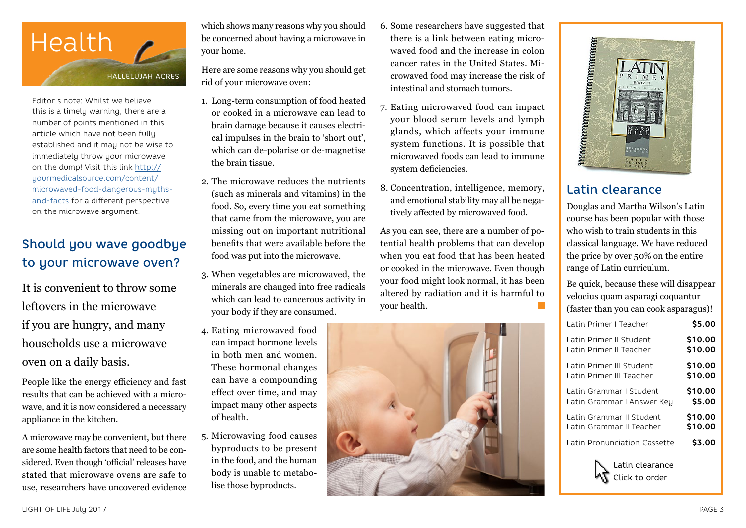# Health

HALLELUJAH ACRES

Editor's note: Whilst we believe this is a timely warning, there are a number of points mentioned in this article which have not been fully established and it may not be wise to immediately throw your microwave on the dump! Visit this link http://yourmedicalsource.com/content/microwaved-food-dangerous-myths-and-facts for a different perspective on the microwave argument.

## Should you wave goodbye to your microwave oven?

It is convenient to throw some leftovers in the microwave if you are hungry, and many households use a microwave oven on a daily basis.

People like the energy efficiency and fast results that can be achieved with a microwave, and it is now considered a necessary appliance in the kitchen.

A microwave may be convenient, but there are some health factors that need to be considered. Even though 'official' releases have stated that microwave ovens are safe to use, researchers have uncovered evidence which shows many reasons why you should be concerned about having a microwave in your home.

Here are some reasons why you should get rid of your microwave oven:

1. Long-term consumption of food heated or cooked in a microwave can lead to brain damage because it causes electrical impulses in the brain to 'short out', which can de-polarise or de-magnetise the brain tissue.
2. The microwave reduces the nutrients (such as minerals and vitamins) in the food. So, every time you eat something that came from the microwave, you are missing out on important nutritional benefits that were available before the food was put into the microwave.
3. When vegetables are microwaved, the minerals are changed into free radicals which can lead to cancerous activity in your body if they are consumed.
4. Eating microwaved food can impact hormone levels in both men and women. These hormonal changes can have a compounding effect over time, and may impact many other aspects of health.
5. Microwaving food causes byproducts to be present in the food, and the human body is unable to metabolise those byproducts.
6. Some researchers have suggested that there is a link between eating microwaved food and the increase in colon cancer rates in the United States. Microwaved food may increase the risk of intestinal and stomach tumors.
7. Eating microwaved food can impact your blood serum levels and lymph glands, which affects your immune system functions. It is possible that microwaved foods can lead to immune system deficiencies.
8. Concentration, intelligence, memory, and emotional stability may all be negatively affected by microwaved food.

As you can see, there are a number of potential health problems that can develop when you eat food that has been heated or cooked in the microwave. Even though your food might look normal, it has been altered by radiation and it is harmful to your health.

## Latin clearance

Douglas and Martha Wilson's Latin course has been popular with those who wish to train students in this classical language. We have reduced the price by over 50% on the entire range of Latin curriculum.

Be quick, because these will disappear velocius quam asparagi coquantur (faster than you can cook asparagus)!

| Item | Price |
|---|---|
| Latin Primer I Teacher | $5.00 |
| Latin Primer II Student | $10.00 |
| Latin Primer II Teacher | $10.00 |
| Latin Primer III Student | $10.00 |
| Latin Primer III Teacher | $10.00 |
| Latin Grammar I Student | $10.00 |
| Latin Grammar I Answer Key | $5.00 |
| Latin Grammar II Student | $10.00 |
| Latin Grammar II Teacher | $10.00 |
| Latin Pronunciation Cassette | $3.00 |

Latin clearance
Click to order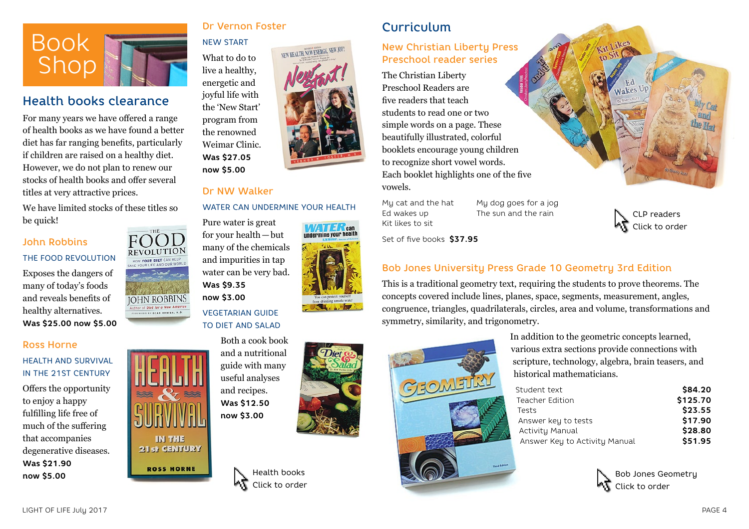# Book Shop

## Health books clearance

For many years we have offered a range of health books as we have found a better diet has far ranging benefits, particularly if children are raised on a healthy diet. However, we do not plan to renew our stocks of health books and offer several titles at very attractive prices.

We have limited stocks of these titles so be quick!

### John Robbins

#### THE FOOD REVOLUTION

Exposes the dangers of many of today's foods and reveals benefits of healthy alternatives.

**Was $25.00 now $5.00**

### Ross Horne

#### HEALTH AND SURVIVAL IN THE 21ST CENTURY

Offers the opportunity to enjoy a happy fulfilling life free of much of the suffering that accompanies degenerative diseases.

**Was $21.90**
**now $5.00**

### Dr Vernon Foster

#### NEW START

What to do to live a healthy, energetic and joyful life with the 'New Start' program from the renowned Weimar Clinic.

**Was $27.05**
**now $5.00**

### Dr NW Walker

#### WATER CAN UNDERMINE YOUR HEALTH

Pure water is great for your health — but many of the chemicals and impurities in tap water can be very bad.

**Was $9.35**
**now $3.00**

#### VEGETARIAN GUIDE TO DIET AND SALAD

Both a cook book and a nutritional guide with many useful analyses and recipes.

**Was $12.50**
**now $3.00**

Health books
Click to order

## Curriculum

### New Christian Liberty Press Preschool reader series

The Christian Liberty Preschool Readers are five readers that teach students to read one or two simple words on a page. These beautifully illustrated, colorful booklets encourage young children to recognize short vowel words. Each booklet highlights one of the five vowels.

- My cat and the hat
- Ed wakes up
- Kit likes to sit
- My dog goes for a jog
- The sun and the rain

Set of five books **$37.95**

CLP readers
Click to order

### Bob Jones University Press Grade 10 Geometry 3rd Edition

This is a traditional geometry text, requiring the students to prove theorems. The concepts covered include lines, planes, space, segments, measurement, angles, congruence, triangles, quadrilaterals, circles, area and volume, transformations and symmetry, similarity, and trigonometry.

In addition to the geometric concepts learned, various extra sections provide connections with scripture, technology, algebra, brain teasers, and historical mathematicians.

| Item | Price |
|---|---|
| Student text | **$84.20** |
| Teacher Edition | **$125.70** |
| Tests | **$23.55** |
| Answer key to tests | **$17.90** |
| Activity Manual | **$28.80** |
| Answer Key to Activity Manual | **$51.95** |

Bob Jones Geometry
Click to order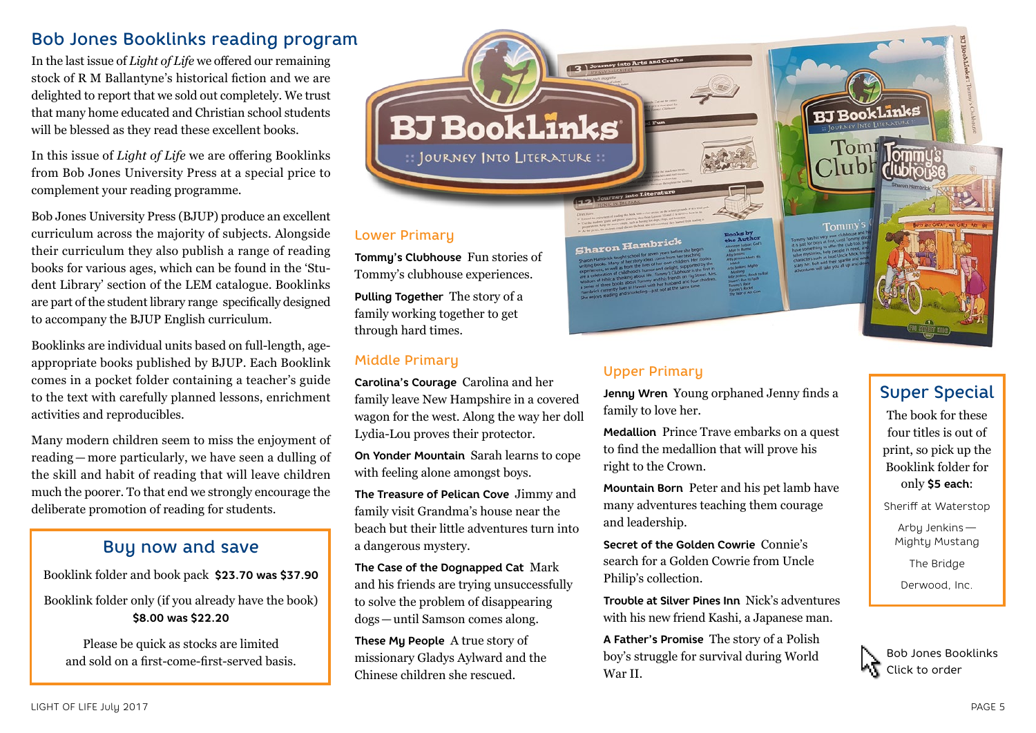## Bob Jones Booklinks reading program

In the last issue of *Light of Life* we offered our remaining stock of R M Ballantyne's historical fiction and we are delighted to report that we sold out completely. We trust that many home educated and Christian school students will be blessed as they read these excellent books.

In this issue of *Light of Life* we are offering Booklinks from Bob Jones University Press at a special price to complement your reading programme.

Bob Jones University Press (BJUP) produce an excellent curriculum across the majority of subjects. Alongside their curriculum they also publish a range of reading books for various ages, which can be found in the 'Student Library' section of the LEM catalogue. Booklinks are part of the student library range specifically designed to accompany the BJUP English curriculum.

Booklinks are individual units based on full-length, age-appropriate books published by BJUP. Each Booklink comes in a pocket folder containing a teacher's guide to the text with carefully planned lessons, enrichment activities and reproducibles.

Many modern children seem to miss the enjoyment of reading — more particularly, we have seen a dulling of the skill and habit of reading that will leave children much the poorer. To that end we strongly encourage the deliberate promotion of reading for students.

### Buy now and save

Booklink folder and book pack **$23.70 was $37.90**

Booklink folder only (if you already have the book) **$8.00 was $22.20**

Please be quick as stocks are limited and sold on a first-come-first-served basis.

### Lower Primary

**Tommy's Clubhouse** Fun stories of Tommy's clubhouse experiences.

**Pulling Together** The story of a family working together to get through hard times.

### Middle Primary

**Carolina's Courage** Carolina and her family leave New Hampshire in a covered wagon for the west. Along the way her doll Lydia-Lou proves their protector.

**On Yonder Mountain** Sarah learns to cope with feeling alone amongst boys.

**The Treasure of Pelican Cove** Jimmy and family visit Grandma's house near the beach but their little adventures turn into a dangerous mystery.

**The Case of the Dognapped Cat** Mark and his friends are trying unsuccessfully to solve the problem of disappearing dogs — until Samson comes along.

**These My People** A true story of missionary Gladys Aylward and the Chinese children she rescued.

### Upper Primary

**Jenny Wren** Young orphaned Jenny finds a family to love her.

**Medallion** Prince Trave embarks on a quest to find the medallion that will prove his right to the Crown.

**Mountain Born** Peter and his pet lamb have many adventures teaching them courage and leadership.

**Secret of the Golden Cowrie** Connie's search for a Golden Cowrie from Uncle Philip's collection.

**Trouble at Silver Pines Inn** Nick's adventures with his new friend Kashi, a Japanese man.

**A Father's Promise** The story of a Polish boy's struggle for survival during World War II.

### Super Special

The book for these four titles is out of print, so pick up the Booklink folder for only **$5 each:**

Sheriff at Waterstop

Arby Jenkins — Mighty Mustang

The Bridge

Derwood, Inc.

Bob Jones Booklinks
Click to order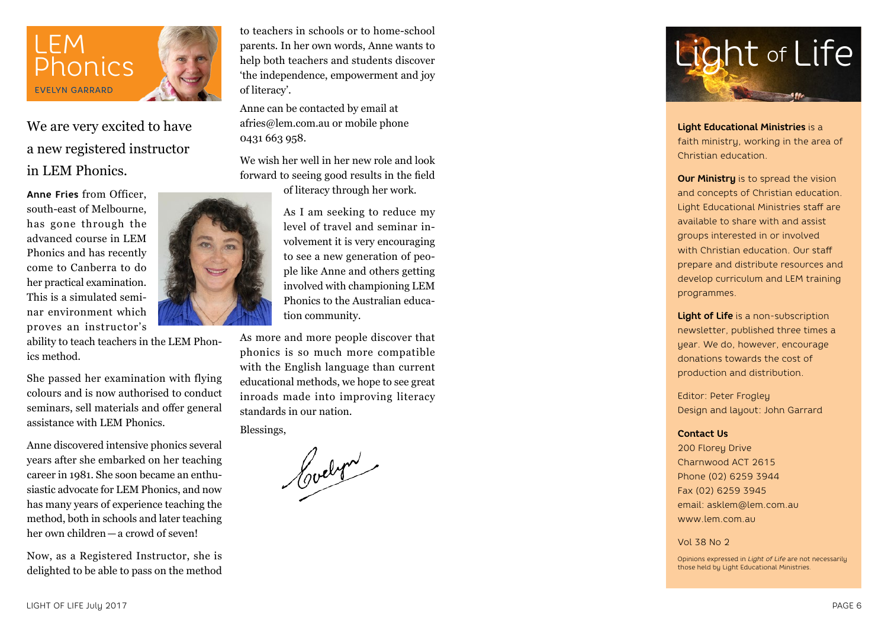# LEM Phonics

EVELYN GARRARD

## We are very excited to have a new registered instructor in LEM Phonics.

**Anne Fries** from Officer, south-east of Melbourne, has gone through the advanced course in LEM Phonics and has recently come to Canberra to do her practical examination. This is a simulated seminar environment which proves an instructor's ability to teach teachers in the LEM Phonics method.

She passed her examination with flying colours and is now authorised to conduct seminars, sell materials and offer general assistance with LEM Phonics.

Anne discovered intensive phonics several years after she embarked on her teaching career in 1981. She soon became an enthusiastic advocate for LEM Phonics, and now has many years of experience teaching the method, both in schools and later teaching her own children—a crowd of seven!

Now, as a Registered Instructor, she is delighted to be able to pass on the method to teachers in schools or to home-school parents. In her own words, Anne wants to help both teachers and students discover 'the independence, empowerment and joy of literacy'.

Anne can be contacted by email at afries@lem.com.au or mobile phone 0431 663 958.

We wish her well in her new role and look forward to seeing good results in the field of literacy through her work.

As I am seeking to reduce my level of travel and seminar involvement it is very encouraging to see a new generation of people like Anne and others getting involved with championing LEM Phonics to the Australian education community.

As more and more people discover that phonics is so much more compatible with the English language than current educational methods, we hope to see great inroads made into improving literacy standards in our nation.

Blessings,

Evelyn

# Light of Life

**Light Educational Ministries** is a faith ministry, working in the area of Christian education.

**Our Ministry** is to spread the vision and concepts of Christian education. Light Educational Ministries staff are available to share with and assist groups interested in or involved with Christian education. Our staff prepare and distribute resources and develop curriculum and LEM training programmes.

**Light of Life** is a non-subscription newsletter, published three times a year. We do, however, encourage donations towards the cost of production and distribution.

Editor: Peter Frogley
Design and layout: John Garrard

**Contact Us**
200 Florey Drive
Charnwood ACT 2615
Phone (02) 6259 3944
Fax (02) 6259 3945
email: asklem@lem.com.au
www.lem.com.au

Vol 38 No 2

Opinions expressed in *Light of Life* are not necessarily those held by Light Educational Ministries.